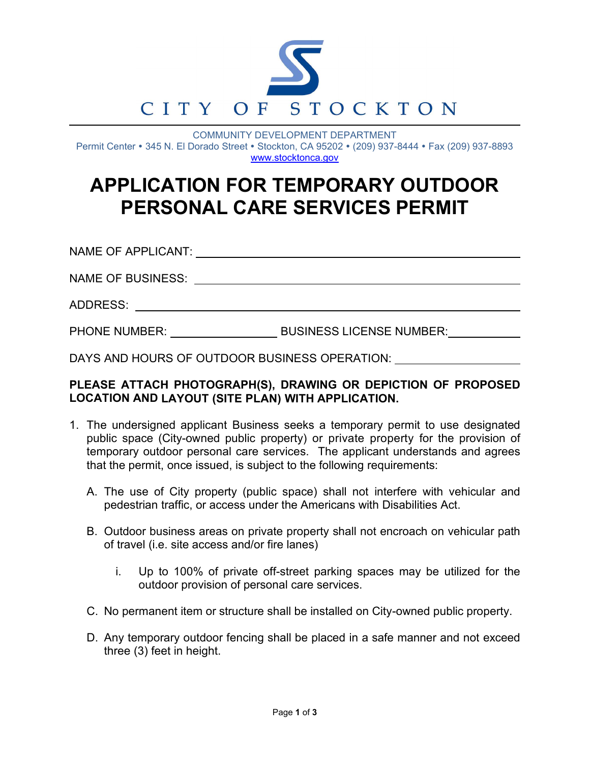CITY OF STOCKTON

COMMUNITY DEVELOPMENT DEPARTMENT
Permit Center • 345 N. El Dorado Street • Stockton, CA 95202 • (209) 937-8444 • Fax (209) 937-8893
www.stocktonca.gov

# APPLICATION FOR TEMPORARY OUTDOOR PERSONAL CARE SERVICES PERMIT

NAME OF APPLICANT: ______________________________________________

NAME OF BUSINESS: ______________________________________________

ADDRESS: ______________________________________________

PHONE NUMBER: ____________________ BUSINESS LICENSE NUMBER: ____________

DAYS AND HOURS OF OUTDOOR BUSINESS OPERATION: ____________________

**PLEASE ATTACH PHOTOGRAPH(S), DRAWING OR DEPICTION OF PROPOSED LOCATION AND LAYOUT (SITE PLAN) WITH APPLICATION.**

1. The undersigned applicant Business seeks a temporary permit to use designated public space (City-owned public property) or private property for the provision of temporary outdoor personal care services. The applicant understands and agrees that the permit, once issued, is subject to the following requirements:

   A. The use of City property (public space) shall not interfere with vehicular and pedestrian traffic, or access under the Americans with Disabilities Act.

   B. Outdoor business areas on private property shall not encroach on vehicular path of travel (i.e. site access and/or fire lanes)

      i. Up to 100% of private off-street parking spaces may be utilized for the outdoor provision of personal care services.

   C. No permanent item or structure shall be installed on City-owned public property.

   D. Any temporary outdoor fencing shall be placed in a safe manner and not exceed three (3) feet in height.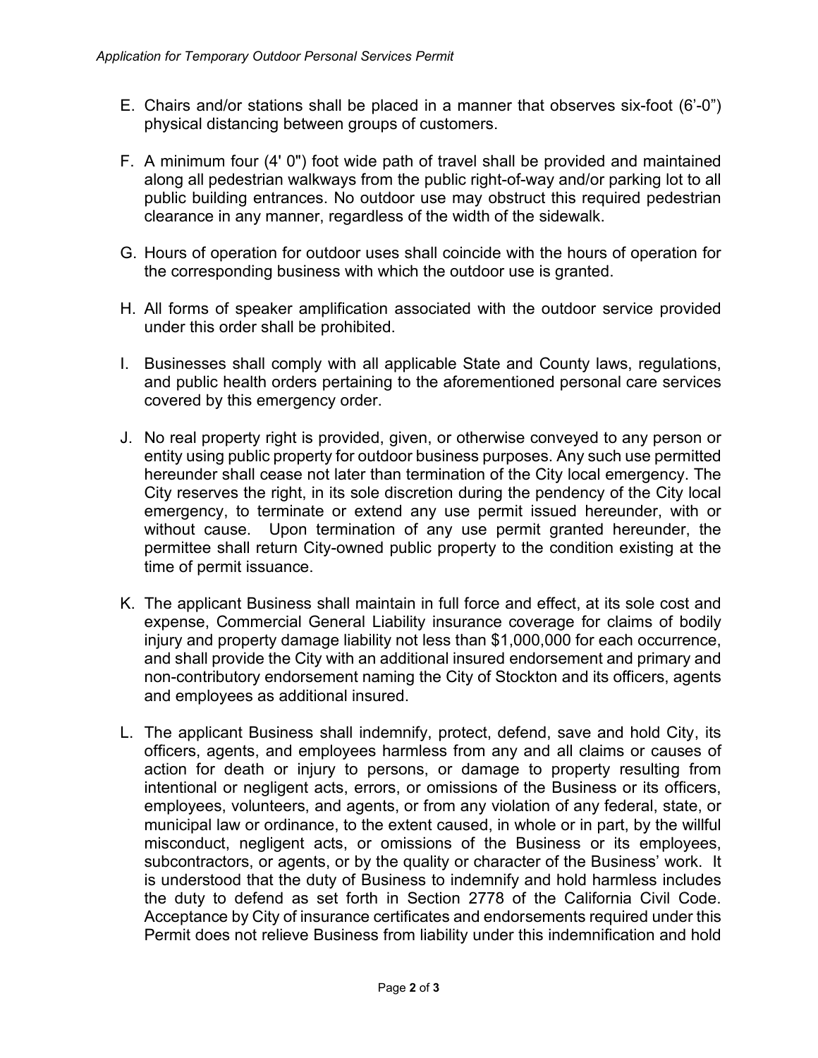E. Chairs and/or stations shall be placed in a manner that observes six-foot (6’-0”) physical distancing between groups of customers.

F. A minimum four (4' 0") foot wide path of travel shall be provided and maintained along all pedestrian walkways from the public right-of-way and/or parking lot to all public building entrances. No outdoor use may obstruct this required pedestrian clearance in any manner, regardless of the width of the sidewalk.

G. Hours of operation for outdoor uses shall coincide with the hours of operation for the corresponding business with which the outdoor use is granted.

H. All forms of speaker amplification associated with the outdoor service provided under this order shall be prohibited.

I. Businesses shall comply with all applicable State and County laws, regulations, and public health orders pertaining to the aforementioned personal care services covered by this emergency order.

J. No real property right is provided, given, or otherwise conveyed to any person or entity using public property for outdoor business purposes. Any such use permitted hereunder shall cease not later than termination of the City local emergency. The City reserves the right, in its sole discretion during the pendency of the City local emergency, to terminate or extend any use permit issued hereunder, with or without cause. Upon termination of any use permit granted hereunder, the permittee shall return City-owned public property to the condition existing at the time of permit issuance.

K. The applicant Business shall maintain in full force and effect, at its sole cost and expense, Commercial General Liability insurance coverage for claims of bodily injury and property damage liability not less than $1,000,000 for each occurrence, and shall provide the City with an additional insured endorsement and primary and non-contributory endorsement naming the City of Stockton and its officers, agents and employees as additional insured.

L. The applicant Business shall indemnify, protect, defend, save and hold City, its officers, agents, and employees harmless from any and all claims or causes of action for death or injury to persons, or damage to property resulting from intentional or negligent acts, errors, or omissions of the Business or its officers, employees, volunteers, and agents, or from any violation of any federal, state, or municipal law or ordinance, to the extent caused, in whole or in part, by the willful misconduct, negligent acts, or omissions of the Business or its employees, subcontractors, or agents, or by the quality or character of the Business’ work. It is understood that the duty of Business to indemnify and hold harmless includes the duty to defend as set forth in Section 2778 of the California Civil Code. Acceptance by City of insurance certificates and endorsements required under this Permit does not relieve Business from liability under this indemnification and hold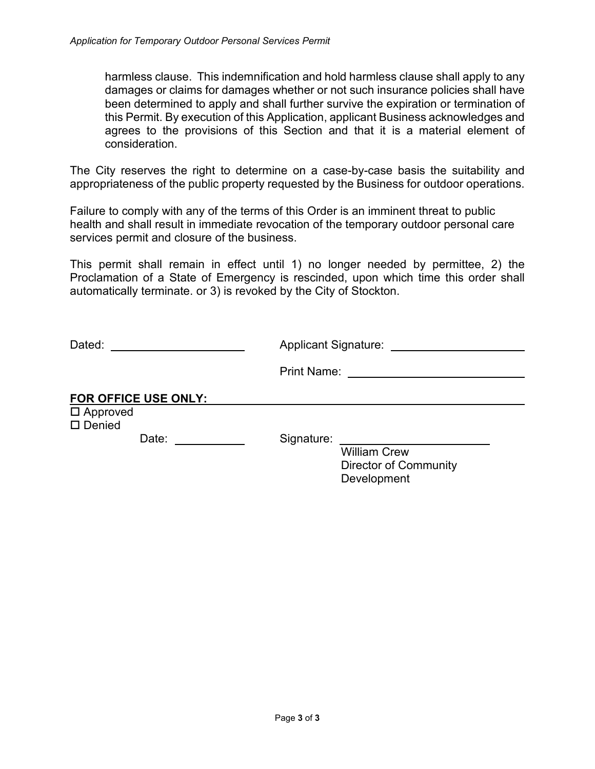harmless clause. This indemnification and hold harmless clause shall apply to any damages or claims for damages whether or not such insurance policies shall have been determined to apply and shall further survive the expiration or termination of this Permit. By execution of this Application, applicant Business acknowledges and agrees to the provisions of this Section and that it is a material element of consideration.

The City reserves the right to determine on a case-by-case basis the suitability and appropriateness of the public property requested by the Business for outdoor operations.

Failure to comply with any of the terms of this Order is an imminent threat to public health and shall result in immediate revocation of the temporary outdoor personal care services permit and closure of the business.

This permit shall remain in effect until 1) no longer needed by permittee, 2) the Proclamation of a State of Emergency is rescinded, upon which time this order shall automatically terminate. or 3) is revoked by the City of Stockton.

Dated: ____________________ Applicant Signature: ____________________

Print Name: ____________________

**FOR OFFICE USE ONLY:**

☐ Approved
☐ Denied

Date: __________ Signature: ____________________

William Crew
Director of Community Development